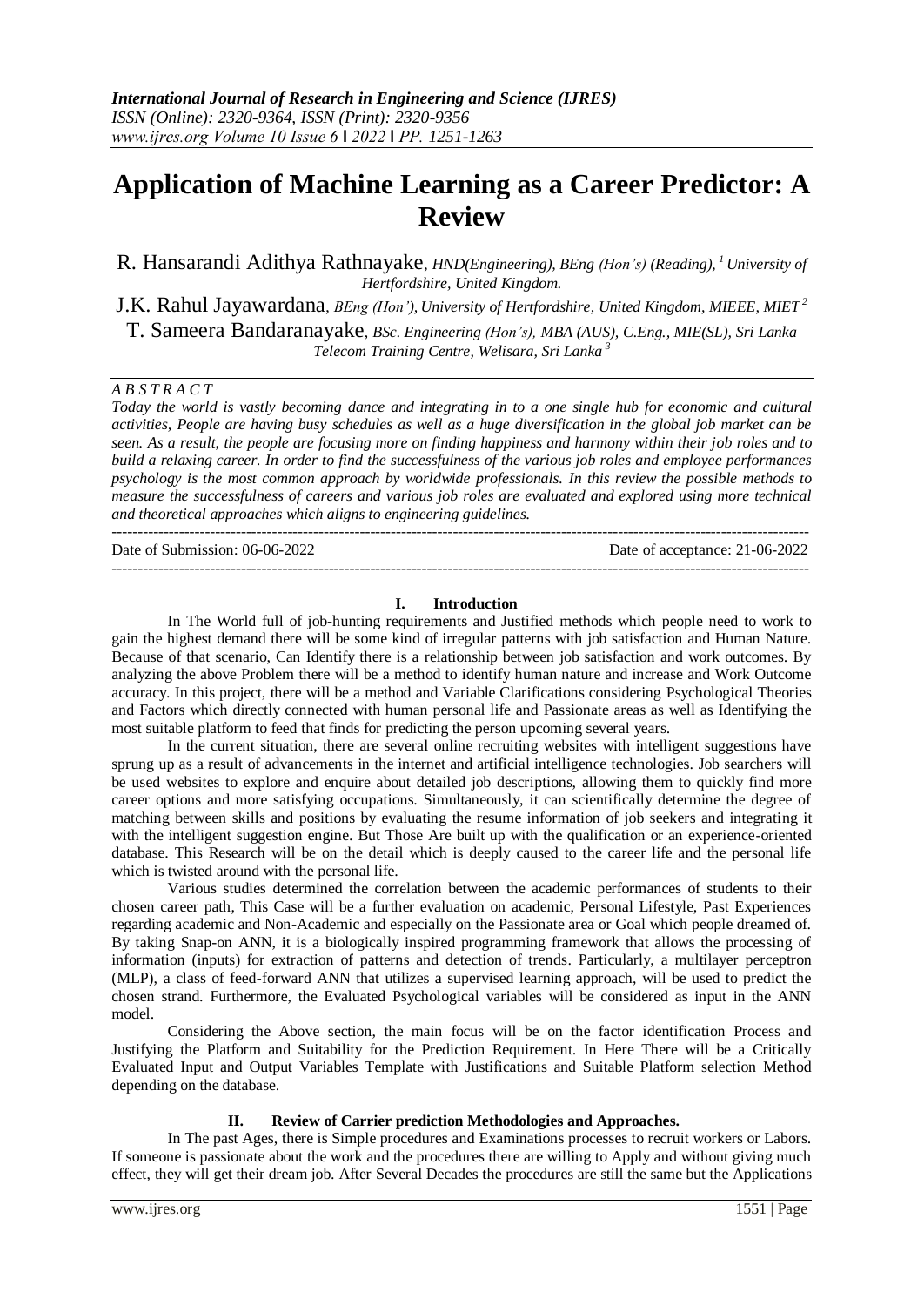# Application of Machine Learning as a Career Predictor: A Review

R. Hansarandi Adithya Rathnayake, *HND(Engineering), BEng (Hon's) (Reading), [1] University of Hertfordshire, United Kingdom.*

J.K. Rahul Jayawardana, *BEng (Hon'), University of Hertfordshire, United Kingdom, MIEEE, MIET [2]*

T. Sameera Bandaranayake, *BSc. Engineering (Hon's), MBA (AUS), C.Eng., MIE(SL), Sri Lanka Telecom Training Centre, Welisara, Sri Lanka [3]*

*ABSTRACT*

*Today the world is vastly becoming dance and integrating in to a one single hub for economic and cultural activities, People are having busy schedules as well as a huge diversification in the global job market can be seen. As a result, the people are focusing more on finding happiness and harmony within their job roles and to build a relaxing career. In order to find the successfulness of the various job roles and employee performances psychology is the most common approach by worldwide professionals. In this review the possible methods to measure the successfulness of careers and various job roles are evaluated and explored using more technical and theoretical approaches which aligns to engineering guidelines.*

---

Date of Submission: 06-06-2022 Date of acceptance: 21-06-2022

---

## I. Introduction

In The World full of job-hunting requirements and Justified methods which people need to work to gain the highest demand there will be some kind of irregular patterns with job satisfaction and Human Nature. Because of that scenario, Can Identify there is a relationship between job satisfaction and work outcomes. By analyzing the above Problem there will be a method to identify human nature and increase and Work Outcome accuracy. In this project, there will be a method and Variable Clarifications considering Psychological Theories and Factors which directly connected with human personal life and Passionate areas as well as Identifying the most suitable platform to feed that finds for predicting the person upcoming several years.

In the current situation, there are several online recruiting websites with intelligent suggestions have sprung up as a result of advancements in the internet and artificial intelligence technologies. Job searchers will be used websites to explore and enquire about detailed job descriptions, allowing them to quickly find more career options and more satisfying occupations. Simultaneously, it can scientifically determine the degree of matching between skills and positions by evaluating the resume information of job seekers and integrating it with the intelligent suggestion engine. But Those Are built up with the qualification or an experience-oriented database. This Research will be on the detail which is deeply caused to the career life and the personal life which is twisted around with the personal life.

Various studies determined the correlation between the academic performances of students to their chosen career path, This Case will be a further evaluation on academic, Personal Lifestyle, Past Experiences regarding academic and Non-Academic and especially on the Passionate area or Goal which people dreamed of. By taking Snap-on ANN, it is a biologically inspired programming framework that allows the processing of information (inputs) for extraction of patterns and detection of trends. Particularly, a multilayer perceptron (MLP), a class of feed-forward ANN that utilizes a supervised learning approach, will be used to predict the chosen strand. Furthermore, the Evaluated Psychological variables will be considered as input in the ANN model.

Considering the Above section, the main focus will be on the factor identification Process and Justifying the Platform and Suitability for the Prediction Requirement. In Here There will be a Critically Evaluated Input and Output Variables Template with Justifications and Suitable Platform selection Method depending on the database.

## II. Review of Carrier prediction Methodologies and Approaches.

In The past Ages, there is Simple procedures and Examinations processes to recruit workers or Labors. If someone is passionate about the work and the procedures there are willing to Apply and without giving much effect, they will get their dream job. After Several Decades the procedures are still the same but the Applications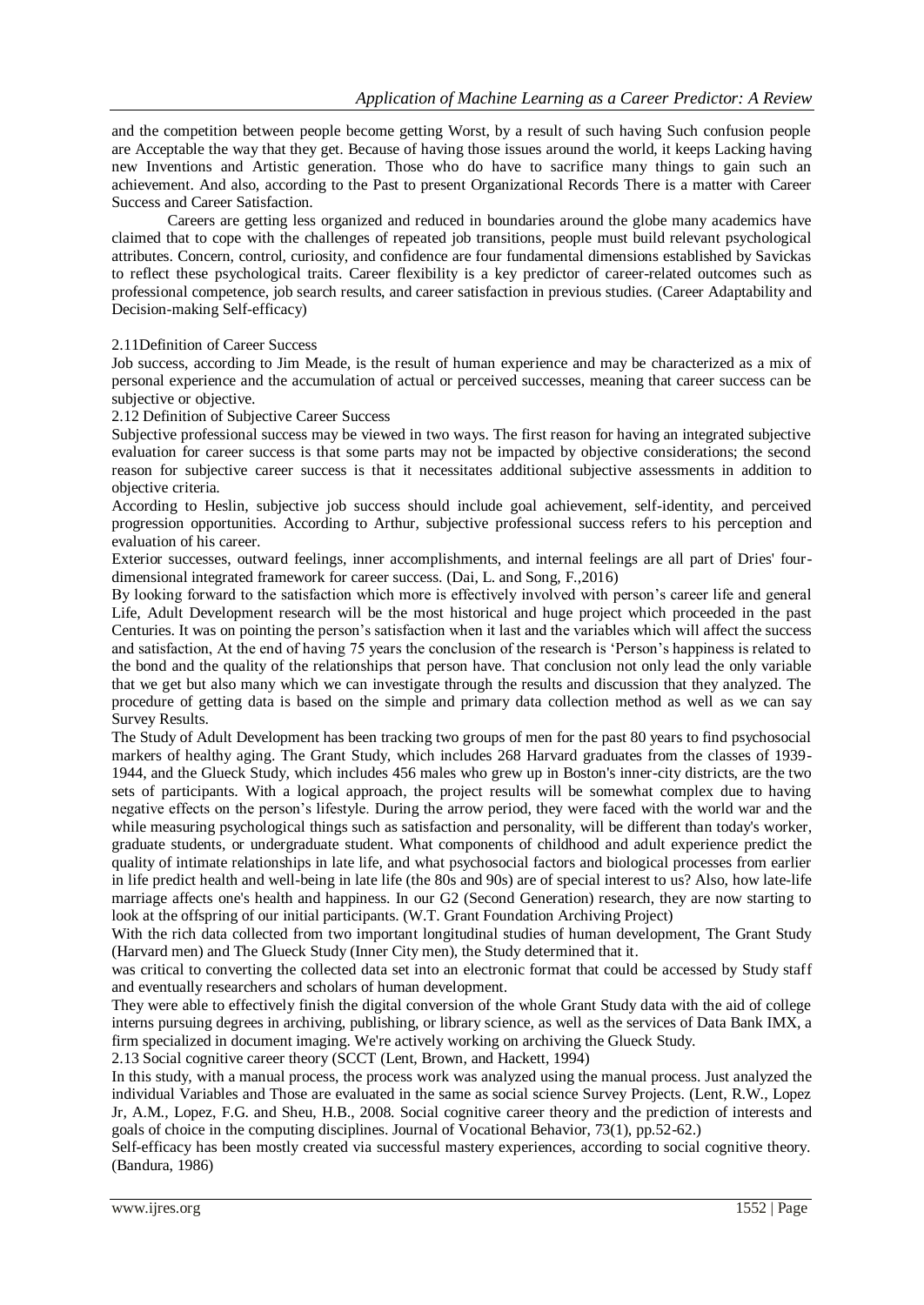and the competition between people become getting Worst, by a result of such having Such confusion people are Acceptable the way that they get. Because of having those issues around the world, it keeps Lacking having new Inventions and Artistic generation. Those who do have to sacrifice many things to gain such an achievement. And also, according to the Past to present Organizational Records There is a matter with Career Success and Career Satisfaction.

Careers are getting less organized and reduced in boundaries around the globe many academics have claimed that to cope with the challenges of repeated job transitions, people must build relevant psychological attributes. Concern, control, curiosity, and confidence are four fundamental dimensions established by Savickas to reflect these psychological traits. Career flexibility is a key predictor of career-related outcomes such as professional competence, job search results, and career satisfaction in previous studies. (Career Adaptability and Decision-making Self-efficacy)

### 2.11Definition of Career Success

Job success, according to Jim Meade, is the result of human experience and may be characterized as a mix of personal experience and the accumulation of actual or perceived successes, meaning that career success can be subjective or objective.

### 2.12 Definition of Subjective Career Success

Subjective professional success may be viewed in two ways. The first reason for having an integrated subjective evaluation for career success is that some parts may not be impacted by objective considerations; the second reason for subjective career success is that it necessitates additional subjective assessments in addition to objective criteria.

According to Heslin, subjective job success should include goal achievement, self-identity, and perceived progression opportunities. According to Arthur, subjective professional success refers to his perception and evaluation of his career.

Exterior successes, outward feelings, inner accomplishments, and internal feelings are all part of Dries' four-dimensional integrated framework for career success. (Dai, L. and Song, F.,2016)

By looking forward to the satisfaction which more is effectively involved with person's career life and general Life, Adult Development research will be the most historical and huge project which proceeded in the past Centuries. It was on pointing the person's satisfaction when it last and the variables which will affect the success and satisfaction, At the end of having 75 years the conclusion of the research is 'Person's happiness is related to the bond and the quality of the relationships that person have. That conclusion not only lead the only variable that we get but also many which we can investigate through the results and discussion that they analyzed. The procedure of getting data is based on the simple and primary data collection method as well as we can say Survey Results.

The Study of Adult Development has been tracking two groups of men for the past 80 years to find psychosocial markers of healthy aging. The Grant Study, which includes 268 Harvard graduates from the classes of 1939-1944, and the Glueck Study, which includes 456 males who grew up in Boston's inner-city districts, are the two sets of participants. With a logical approach, the project results will be somewhat complex due to having negative effects on the person's lifestyle. During the arrow period, they were faced with the world war and the while measuring psychological things such as satisfaction and personality, will be different than today's worker, graduate students, or undergraduate student. What components of childhood and adult experience predict the quality of intimate relationships in late life, and what psychosocial factors and biological processes from earlier in life predict health and well-being in late life (the 80s and 90s) are of special interest to us? Also, how late-life marriage affects one's health and happiness. In our G2 (Second Generation) research, they are now starting to look at the offspring of our initial participants. (W.T. Grant Foundation Archiving Project)

With the rich data collected from two important longitudinal studies of human development, The Grant Study (Harvard men) and The Glueck Study (Inner City men), the Study determined that it.

was critical to converting the collected data set into an electronic format that could be accessed by Study staff and eventually researchers and scholars of human development.

They were able to effectively finish the digital conversion of the whole Grant Study data with the aid of college interns pursuing degrees in archiving, publishing, or library science, as well as the services of Data Bank IMX, a firm specialized in document imaging. We're actively working on archiving the Glueck Study.

### 2.13 Social cognitive career theory (SCCT (Lent, Brown, and Hackett, 1994)

In this study, with a manual process, the process work was analyzed using the manual process. Just analyzed the individual Variables and Those are evaluated in the same as social science Survey Projects. (Lent, R.W., Lopez Jr, A.M., Lopez, F.G. and Sheu, H.B., 2008. Social cognitive career theory and the prediction of interests and goals of choice in the computing disciplines. Journal of Vocational Behavior, 73(1), pp.52-62.)

Self-efficacy has been mostly created via successful mastery experiences, according to social cognitive theory. (Bandura, 1986)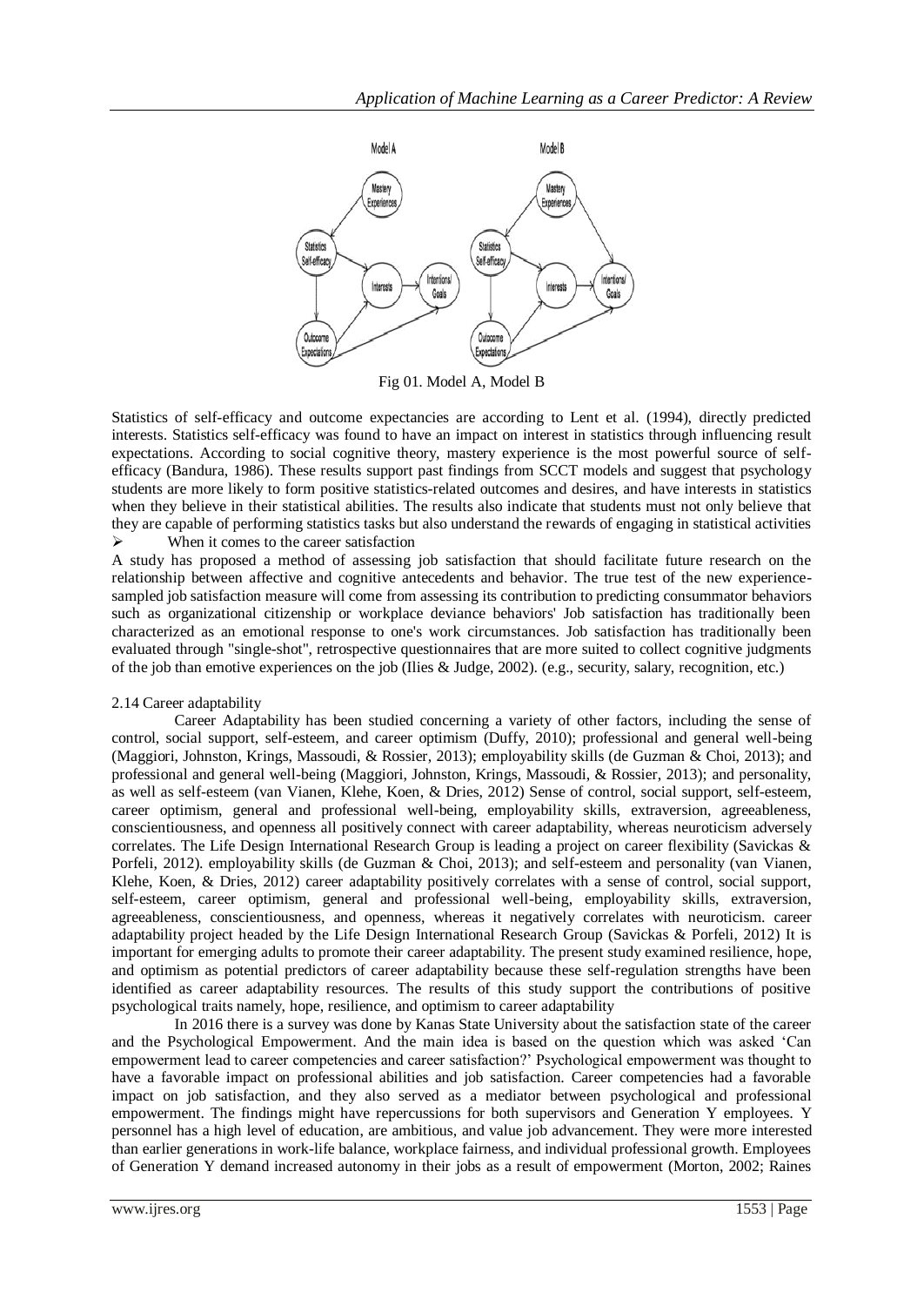Model A

Mastery Experiences

Statistics Self-efficacy

Interests

Intentions/ Goals

Outcome Expectations

Model B

Mastery Experiences

Statistics Self-efficacy

Interests

Intentions/ Goals

Outcome Expectations

Fig 01. Model A, Model B

Statistics of self-efficacy and outcome expectancies are according to Lent et al. (1994), directly predicted interests. Statistics self-efficacy was found to have an impact on interest in statistics through influencing result expectations. According to social cognitive theory, mastery experience is the most powerful source of self-efficacy (Bandura, 1986). These results support past findings from SCCT models and suggest that psychology students are more likely to form positive statistics-related outcomes and desires, and have interests in statistics when they believe in their statistical abilities. The results also indicate that students must not only believe that they are capable of performing statistics tasks but also understand the rewards of engaging in statistical activities

- When it comes to the career satisfaction

A study has proposed a method of assessing job satisfaction that should facilitate future research on the relationship between affective and cognitive antecedents and behavior. The true test of the new experience-sampled job satisfaction measure will come from assessing its contribution to predicting consummator behaviors such as organizational citizenship or workplace deviance behaviors' Job satisfaction has traditionally been characterized as an emotional response to one's work circumstances. Job satisfaction has traditionally been evaluated through "single-shot", retrospective questionnaires that are more suited to collect cognitive judgments of the job than emotive experiences on the job (Ilies & Judge, 2002). (e.g., security, salary, recognition, etc.)

## 2.14 Career adaptability

Career Adaptability has been studied concerning a variety of other factors, including the sense of control, social support, self-esteem, and career optimism (Duffy, 2010); professional and general well-being (Maggiori, Johnston, Krings, Massoudi, & Rossier, 2013); employability skills (de Guzman & Choi, 2013); and professional and general well-being (Maggiori, Johnston, Krings, Massoudi, & Rossier, 2013); and personality, as well as self-esteem (van Vianen, Klehe, Koen, & Dries, 2012) Sense of control, social support, self-esteem, career optimism, general and professional well-being, employability skills, extraversion, agreeableness, conscientiousness, and openness all positively connect with career adaptability, whereas neuroticism adversely correlates. The Life Design International Research Group is leading a project on career flexibility (Savickas & Porfeli, 2012). employability skills (de Guzman & Choi, 2013); and self-esteem and personality (van Vianen, Klehe, Koen, & Dries, 2012) career adaptability positively correlates with a sense of control, social support, self-esteem, career optimism, general and professional well-being, employability skills, extraversion, agreeableness, conscientiousness, and openness, whereas it negatively correlates with neuroticism. career adaptability project headed by the Life Design International Research Group (Savickas & Porfeli, 2012) It is important for emerging adults to promote their career adaptability. The present study examined resilience, hope, and optimism as potential predictors of career adaptability because these self-regulation strengths have been identified as career adaptability resources. The results of this study support the contributions of positive psychological traits namely, hope, resilience, and optimism to career adaptability

In 2016 there is a survey was done by Kanas State University about the satisfaction state of the career and the Psychological Empowerment. And the main idea is based on the question which was asked 'Can empowerment lead to career competencies and career satisfaction?' Psychological empowerment was thought to have a favorable impact on professional abilities and job satisfaction. Career competencies had a favorable impact on job satisfaction, and they also served as a mediator between psychological and professional empowerment. The findings might have repercussions for both supervisors and Generation Y employees. Y personnel has a high level of education, are ambitious, and value job advancement. They were more interested than earlier generations in work-life balance, workplace fairness, and individual professional growth. Employees of Generation Y demand increased autonomy in their jobs as a result of empowerment (Morton, 2002; Raines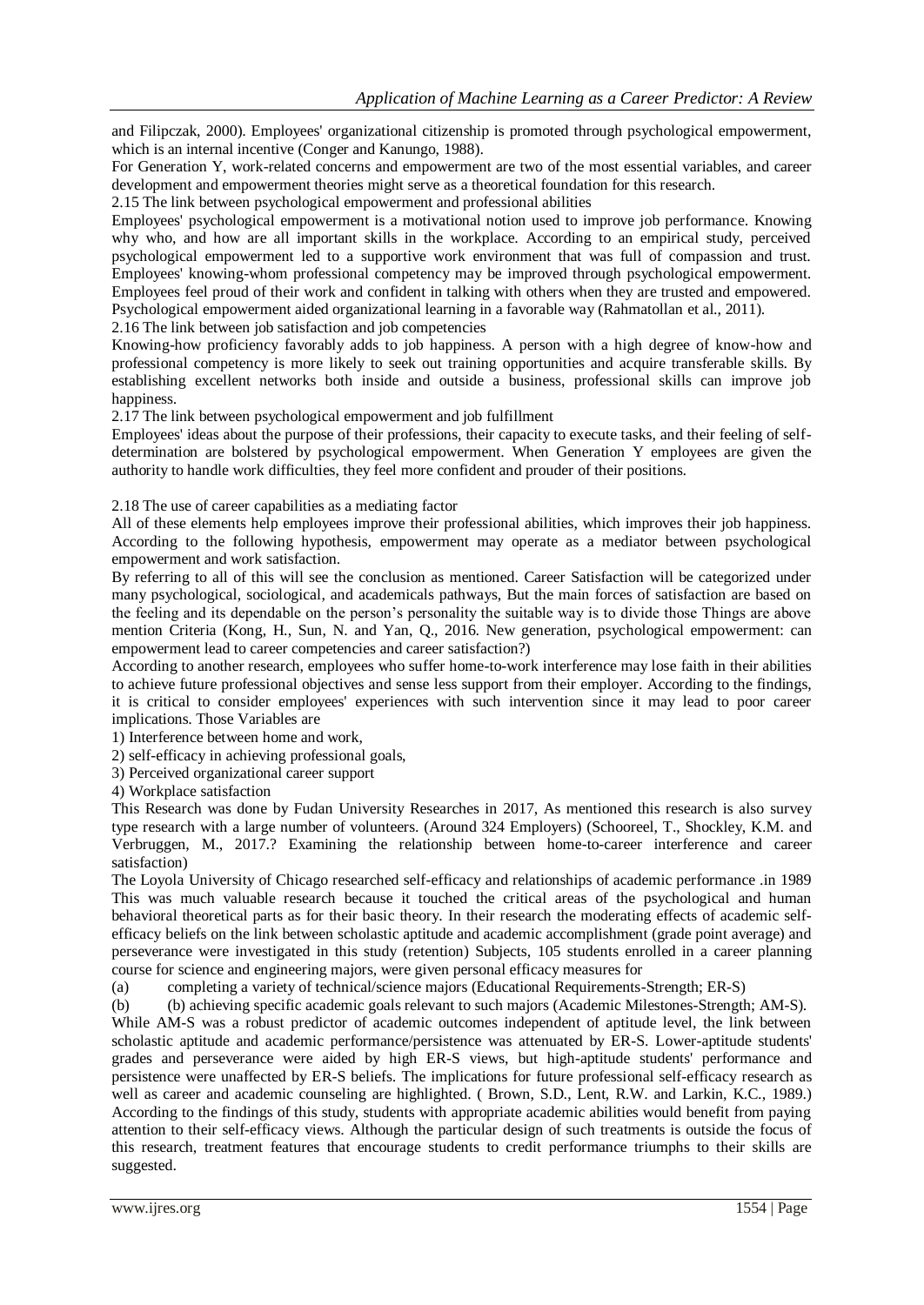and Filipczak, 2000). Employees' organizational citizenship is promoted through psychological empowerment, which is an internal incentive (Conger and Kanungo, 1988).

For Generation Y, work-related concerns and empowerment are two of the most essential variables, and career development and empowerment theories might serve as a theoretical foundation for this research.

### 2.15 The link between psychological empowerment and professional abilities

Employees' psychological empowerment is a motivational notion used to improve job performance. Knowing why who, and how are all important skills in the workplace. According to an empirical study, perceived psychological empowerment led to a supportive work environment that was full of compassion and trust. Employees' knowing-whom professional competency may be improved through psychological empowerment. Employees feel proud of their work and confident in talking with others when they are trusted and empowered. Psychological empowerment aided organizational learning in a favorable way (Rahmatollan et al., 2011).

### 2.16 The link between job satisfaction and job competencies

Knowing-how proficiency favorably adds to job happiness. A person with a high degree of know-how and professional competency is more likely to seek out training opportunities and acquire transferable skills. By establishing excellent networks both inside and outside a business, professional skills can improve job happiness.

### 2.17 The link between psychological empowerment and job fulfillment

Employees' ideas about the purpose of their professions, their capacity to execute tasks, and their feeling of self-determination are bolstered by psychological empowerment. When Generation Y employees are given the authority to handle work difficulties, they feel more confident and prouder of their positions.

### 2.18 The use of career capabilities as a mediating factor

All of these elements help employees improve their professional abilities, which improves their job happiness. According to the following hypothesis, empowerment may operate as a mediator between psychological empowerment and work satisfaction.

By referring to all of this will see the conclusion as mentioned. Career Satisfaction will be categorized under many psychological, sociological, and academicals pathways, But the main forces of satisfaction are based on the feeling and its dependable on the person's personality the suitable way is to divide those Things are above mention Criteria (Kong, H., Sun, N. and Yan, Q., 2016. New generation, psychological empowerment: can empowerment lead to career competencies and career satisfaction?)

According to another research, employees who suffer home-to-work interference may lose faith in their abilities to achieve future professional objectives and sense less support from their employer. According to the findings, it is critical to consider employees' experiences with such intervention since it may lead to poor career implications. Those Variables are

1) Interference between home and work,
2) self-efficacy in achieving professional goals,
3) Perceived organizational career support
4) Workplace satisfaction

This Research was done by Fudan University Researches in 2017, As mentioned this research is also survey type research with a large number of volunteers. (Around 324 Employers) (Schooreel, T., Shockley, K.M. and Verbruggen, M., 2017.? Examining the relationship between home-to-career interference and career satisfaction)

The Loyola University of Chicago researched self-efficacy and relationships of academic performance .in 1989 This was much valuable research because it touched the critical areas of the psychological and human behavioral theoretical parts as for their basic theory. In their research the moderating effects of academic self-efficacy beliefs on the link between scholastic aptitude and academic accomplishment (grade point average) and perseverance were investigated in this study (retention) Subjects, 105 students enrolled in a career planning course for science and engineering majors, were given personal efficacy measures for

(a) completing a variety of technical/science majors (Educational Requirements-Strength; ER-S)

(b) (b) achieving specific academic goals relevant to such majors (Academic Milestones-Strength; AM-S).

While AM-S was a robust predictor of academic outcomes independent of aptitude level, the link between scholastic aptitude and academic performance/persistence was attenuated by ER-S. Lower-aptitude students' grades and perseverance were aided by high ER-S views, but high-aptitude students' performance and persistence were unaffected by ER-S beliefs. The implications for future professional self-efficacy research as well as career and academic counseling are highlighted. ( Brown, S.D., Lent, R.W. and Larkin, K.C., 1989.)

According to the findings of this study, students with appropriate academic abilities would benefit from paying attention to their self-efficacy views. Although the particular design of such treatments is outside the focus of this research, treatment features that encourage students to credit performance triumphs to their skills are suggested.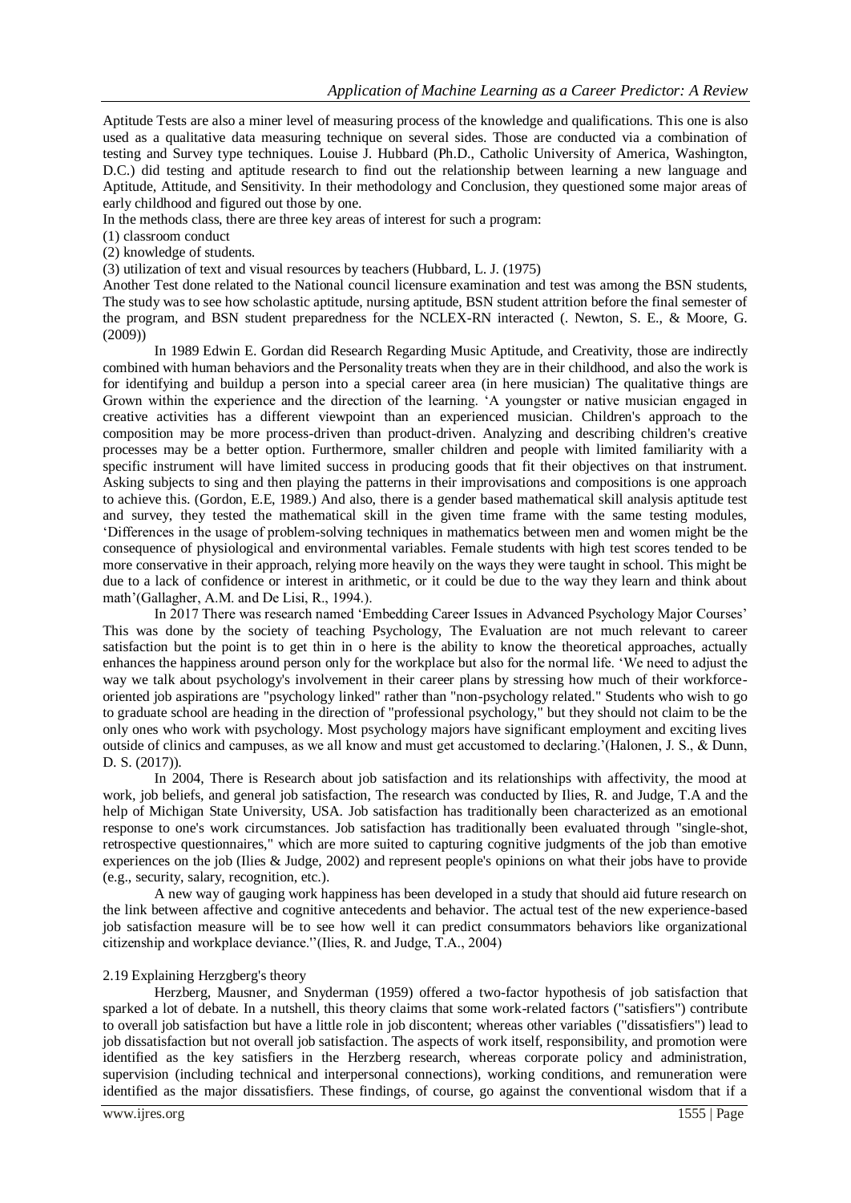Aptitude Tests are also a miner level of measuring process of the knowledge and qualifications. This one is also used as a qualitative data measuring technique on several sides. Those are conducted via a combination of testing and Survey type techniques. Louise J. Hubbard (Ph.D., Catholic University of America, Washington, D.C.) did testing and aptitude research to find out the relationship between learning a new language and Aptitude, Attitude, and Sensitivity. In their methodology and Conclusion, they questioned some major areas of early childhood and figured out those by one.

In the methods class, there are three key areas of interest for such a program:

(1) classroom conduct

(2) knowledge of students.

(3) utilization of text and visual resources by teachers (Hubbard, L. J. (1975)

Another Test done related to the National council licensure examination and test was among the BSN students, The study was to see how scholastic aptitude, nursing aptitude, BSN student attrition before the final semester of the program, and BSN student preparedness for the NCLEX-RN interacted (. Newton, S. E., & Moore, G. (2009))

In 1989 Edwin E. Gordan did Research Regarding Music Aptitude, and Creativity, those are indirectly combined with human behaviors and the Personality treats when they are in their childhood, and also the work is for identifying and buildup a person into a special career area (in here musician) The qualitative things are Grown within the experience and the direction of the learning. 'A youngster or native musician engaged in creative activities has a different viewpoint than an experienced musician. Children's approach to the composition may be more process-driven than product-driven. Analyzing and describing children's creative processes may be a better option. Furthermore, smaller children and people with limited familiarity with a specific instrument will have limited success in producing goods that fit their objectives on that instrument. Asking subjects to sing and then playing the patterns in their improvisations and compositions is one approach to achieve this. (Gordon, E.E, 1989.) And also, there is a gender based mathematical skill analysis aptitude test and survey, they tested the mathematical skill in the given time frame with the same testing modules, 'Differences in the usage of problem-solving techniques in mathematics between men and women might be the consequence of physiological and environmental variables. Female students with high test scores tended to be more conservative in their approach, relying more heavily on the ways they were taught in school. This might be due to a lack of confidence or interest in arithmetic, or it could be due to the way they learn and think about math'(Gallagher, A.M. and De Lisi, R., 1994.).

In 2017 There was research named 'Embedding Career Issues in Advanced Psychology Major Courses' This was done by the society of teaching Psychology, The Evaluation are not much relevant to career satisfaction but the point is to get thin in o here is the ability to know the theoretical approaches, actually enhances the happiness around person only for the workplace but also for the normal life. 'We need to adjust the way we talk about psychology's involvement in their career plans by stressing how much of their workforce-oriented job aspirations are "psychology linked" rather than "non-psychology related." Students who wish to go to graduate school are heading in the direction of "professional psychology," but they should not claim to be the only ones who work with psychology. Most psychology majors have significant employment and exciting lives outside of clinics and campuses, as we all know and must get accustomed to declaring.'(Halonen, J. S., & Dunn, D. S. (2017)).

In 2004, There is Research about job satisfaction and its relationships with affectivity, the mood at work, job beliefs, and general job satisfaction, The research was conducted by Ilies, R. and Judge, T.A and the help of Michigan State University, USA. Job satisfaction has traditionally been characterized as an emotional response to one's work circumstances. Job satisfaction has traditionally been evaluated through "single-shot, retrospective questionnaires," which are more suited to capturing cognitive judgments of the job than emotive experiences on the job (Ilies & Judge, 2002) and represent people's opinions on what their jobs have to provide (e.g., security, salary, recognition, etc.).

A new way of gauging work happiness has been developed in a study that should aid future research on the link between affective and cognitive antecedents and behavior. The actual test of the new experience-based job satisfaction measure will be to see how well it can predict consummators behaviors like organizational citizenship and workplace deviance.''(Ilies, R. and Judge, T.A., 2004)

### 2.19 Explaining Herzgberg's theory

Herzberg, Mausner, and Snyderman (1959) offered a two-factor hypothesis of job satisfaction that sparked a lot of debate. In a nutshell, this theory claims that some work-related factors ("satisfiers") contribute to overall job satisfaction but have a little role in job discontent; whereas other variables ("dissatisfiers") lead to job dissatisfaction but not overall job satisfaction. The aspects of work itself, responsibility, and promotion were identified as the key satisfiers in the Herzberg research, whereas corporate policy and administration, supervision (including technical and interpersonal connections), working conditions, and remuneration were identified as the major dissatisfiers. These findings, of course, go against the conventional wisdom that if a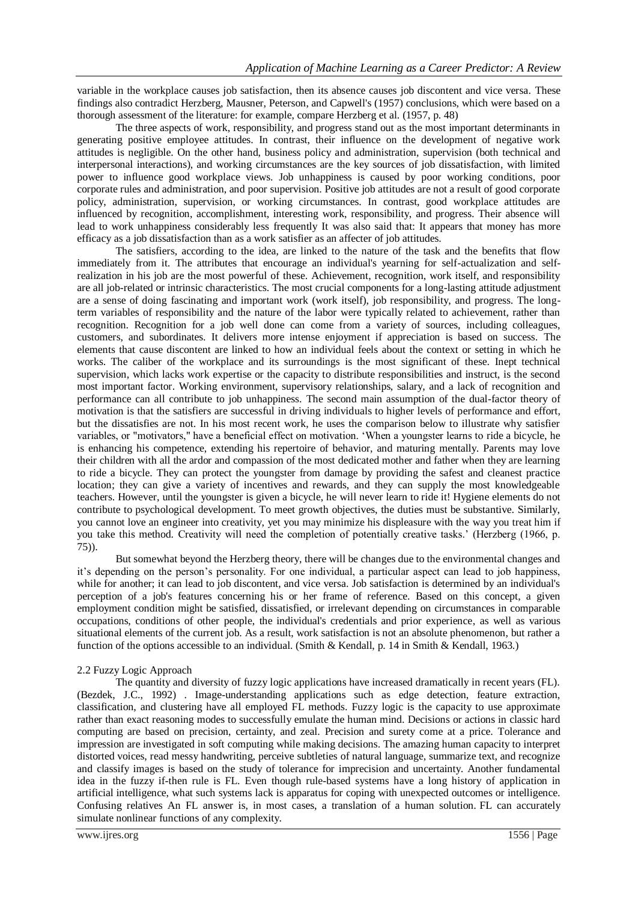variable in the workplace causes job satisfaction, then its absence causes job discontent and vice versa. These findings also contradict Herzberg, Mausner, Peterson, and Capwell's (1957) conclusions, which were based on a thorough assessment of the literature: for example, compare Herzberg et al. (1957, p. 48)

The three aspects of work, responsibility, and progress stand out as the most important determinants in generating positive employee attitudes. In contrast, their influence on the development of negative work attitudes is negligible. On the other hand, business policy and administration, supervision (both technical and interpersonal interactions), and working circumstances are the key sources of job dissatisfaction, with limited power to influence good workplace views. Job unhappiness is caused by poor working conditions, poor corporate rules and administration, and poor supervision. Positive job attitudes are not a result of good corporate policy, administration, supervision, or working circumstances. In contrast, good workplace attitudes are influenced by recognition, accomplishment, interesting work, responsibility, and progress. Their absence will lead to work unhappiness considerably less frequently It was also said that: It appears that money has more efficacy as a job dissatisfaction than as a work satisfier as an affecter of job attitudes.

The satisfiers, according to the idea, are linked to the nature of the task and the benefits that flow immediately from it. The attributes that encourage an individual's yearning for self-actualization and self-realization in his job are the most powerful of these. Achievement, recognition, work itself, and responsibility are all job-related or intrinsic characteristics. The most crucial components for a long-lasting attitude adjustment are a sense of doing fascinating and important work (work itself), job responsibility, and progress. The long-term variables of responsibility and the nature of the labor were typically related to achievement, rather than recognition. Recognition for a job well done can come from a variety of sources, including colleagues, customers, and subordinates. It delivers more intense enjoyment if appreciation is based on success. The elements that cause discontent are linked to how an individual feels about the context or setting in which he works. The caliber of the workplace and its surroundings is the most significant of these. Inept technical supervision, which lacks work expertise or the capacity to distribute responsibilities and instruct, is the second most important factor. Working environment, supervisory relationships, salary, and a lack of recognition and performance can all contribute to job unhappiness. The second main assumption of the dual-factor theory of motivation is that the satisfiers are successful in driving individuals to higher levels of performance and effort, but the dissatisfies are not. In his most recent work, he uses the comparison below to illustrate why satisfier variables, or "motivators," have a beneficial effect on motivation. 'When a youngster learns to ride a bicycle, he is enhancing his competence, extending his repertoire of behavior, and maturing mentally. Parents may love their children with all the ardor and compassion of the most dedicated mother and father when they are learning to ride a bicycle. They can protect the youngster from damage by providing the safest and cleanest practice location; they can give a variety of incentives and rewards, and they can supply the most knowledgeable teachers. However, until the youngster is given a bicycle, he will never learn to ride it! Hygiene elements do not contribute to psychological development. To meet growth objectives, the duties must be substantive. Similarly, you cannot love an engineer into creativity, yet you may minimize his displeasure with the way you treat him if you take this method. Creativity will need the completion of potentially creative tasks.' (Herzberg (1966, p. 75)).

But somewhat beyond the Herzberg theory, there will be changes due to the environmental changes and it's depending on the person's personality. For one individual, a particular aspect can lead to job happiness, while for another; it can lead to job discontent, and vice versa. Job satisfaction is determined by an individual's perception of a job's features concerning his or her frame of reference. Based on this concept, a given employment condition might be satisfied, dissatisfied, or irrelevant depending on circumstances in comparable occupations, conditions of other people, the individual's credentials and prior experience, as well as various situational elements of the current job. As a result, work satisfaction is not an absolute phenomenon, but rather a function of the options accessible to an individual. (Smith & Kendall, p. 14 in Smith & Kendall, 1963.)

### 2.2 Fuzzy Logic Approach

The quantity and diversity of fuzzy logic applications have increased dramatically in recent years (FL). (Bezdek, J.C., 1992) . Image-understanding applications such as edge detection, feature extraction, classification, and clustering have all employed FL methods. Fuzzy logic is the capacity to use approximate rather than exact reasoning modes to successfully emulate the human mind. Decisions or actions in classic hard computing are based on precision, certainty, and zeal. Precision and surety come at a price. Tolerance and impression are investigated in soft computing while making decisions. The amazing human capacity to interpret distorted voices, read messy handwriting, perceive subtleties of natural language, summarize text, and recognize and classify images is based on the study of tolerance for imprecision and uncertainty. Another fundamental idea in the fuzzy if-then rule is FL. Even though rule-based systems have a long history of application in artificial intelligence, what such systems lack is apparatus for coping with unexpected outcomes or intelligence. Confusing relatives An FL answer is, in most cases, a translation of a human solution. FL can accurately simulate nonlinear functions of any complexity.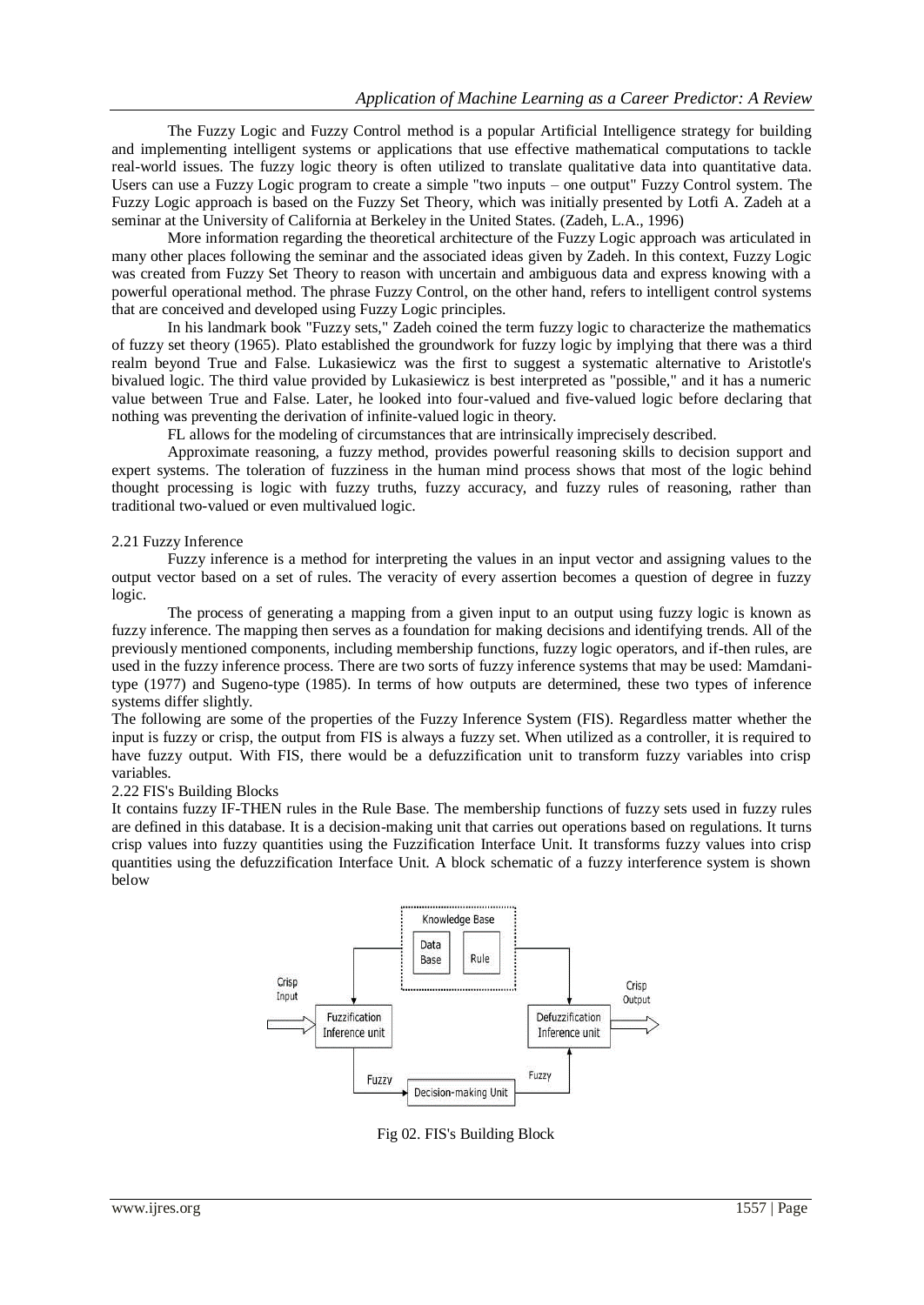The Fuzzy Logic and Fuzzy Control method is a popular Artificial Intelligence strategy for building and implementing intelligent systems or applications that use effective mathematical computations to tackle real-world issues. The fuzzy logic theory is often utilized to translate qualitative data into quantitative data. Users can use a Fuzzy Logic program to create a simple "two inputs – one output" Fuzzy Control system. The Fuzzy Logic approach is based on the Fuzzy Set Theory, which was initially presented by Lotfi A. Zadeh at a seminar at the University of California at Berkeley in the United States. (Zadeh, L.A., 1996)

More information regarding the theoretical architecture of the Fuzzy Logic approach was articulated in many other places following the seminar and the associated ideas given by Zadeh. In this context, Fuzzy Logic was created from Fuzzy Set Theory to reason with uncertain and ambiguous data and express knowing with a powerful operational method. The phrase Fuzzy Control, on the other hand, refers to intelligent control systems that are conceived and developed using Fuzzy Logic principles.

In his landmark book "Fuzzy sets," Zadeh coined the term fuzzy logic to characterize the mathematics of fuzzy set theory (1965). Plato established the groundwork for fuzzy logic by implying that there was a third realm beyond True and False. Lukasiewicz was the first to suggest a systematic alternative to Aristotle's bivalued logic. The third value provided by Lukasiewicz is best interpreted as "possible," and it has a numeric value between True and False. Later, he looked into four-valued and five-valued logic before declaring that nothing was preventing the derivation of infinite-valued logic in theory.

FL allows for the modeling of circumstances that are intrinsically imprecisely described.

Approximate reasoning, a fuzzy method, provides powerful reasoning skills to decision support and expert systems. The toleration of fuzziness in the human mind process shows that most of the logic behind thought processing is logic with fuzzy truths, fuzzy accuracy, and fuzzy rules of reasoning, rather than traditional two-valued or even multivalued logic.

### 2.21 Fuzzy Inference

Fuzzy inference is a method for interpreting the values in an input vector and assigning values to the output vector based on a set of rules. The veracity of every assertion becomes a question of degree in fuzzy logic.

The process of generating a mapping from a given input to an output using fuzzy logic is known as fuzzy inference. The mapping then serves as a foundation for making decisions and identifying trends. All of the previously mentioned components, including membership functions, fuzzy logic operators, and if-then rules, are used in the fuzzy inference process. There are two sorts of fuzzy inference systems that may be used: Mamdani-type (1977) and Sugeno-type (1985). In terms of how outputs are determined, these two types of inference systems differ slightly.

The following are some of the properties of the Fuzzy Inference System (FIS). Regardless matter whether the input is fuzzy or crisp, the output from FIS is always a fuzzy set. When utilized as a controller, it is required to have fuzzy output. With FIS, there would be a defuzzification unit to transform fuzzy variables into crisp variables.

### 2.22 FIS's Building Blocks

It contains fuzzy IF-THEN rules in the Rule Base. The membership functions of fuzzy sets used in fuzzy rules are defined in this database. It is a decision-making unit that carries out operations based on regulations. It turns crisp values into fuzzy quantities using the Fuzzification Interface Unit. It transforms fuzzy values into crisp quantities using the defuzzification Interface Unit. A block schematic of a fuzzy interference system is shown below

Knowledge Base
Data Base
Rule
Crisp Input
Fuzzification Inference unit
Fuzzy
Decision-making Unit
Fuzzy
Defuzzification Inference unit
Crisp Output

Fig 02. FIS's Building Block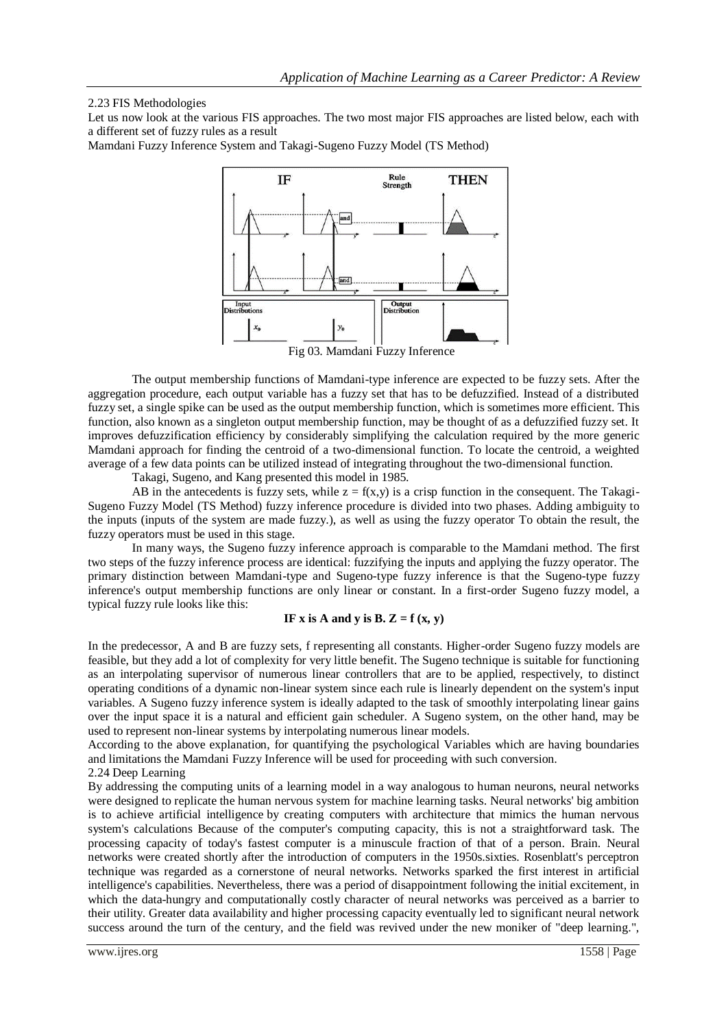2.23 FIS Methodologies

Let us now look at the various FIS approaches. The two most major FIS approaches are listed below, each with a different set of fuzzy rules as a result

Mamdani Fuzzy Inference System and Takagi-Sugeno Fuzzy Model (TS Method)

IF

Rule Strength

THEN

and

and

Input Distributions

$x_0$

$y_0$

Output Distribution

Fig 03. Mamdani Fuzzy Inference

The output membership functions of Mamdani-type inference are expected to be fuzzy sets. After the aggregation procedure, each output variable has a fuzzy set that has to be defuzzified. Instead of a distributed fuzzy set, a single spike can be used as the output membership function, which is sometimes more efficient. This function, also known as a singleton output membership function, may be thought of as a defuzzified fuzzy set. It improves defuzzification efficiency by considerably simplifying the calculation required by the more generic Mamdani approach for finding the centroid of a two-dimensional function. To locate the centroid, a weighted average of a few data points can be utilized instead of integrating throughout the two-dimensional function.

Takagi, Sugeno, and Kang presented this model in 1985.

AB in the antecedents is fuzzy sets, while $z = f(x,y)$ is a crisp function in the consequent. The Takagi-Sugeno Fuzzy Model (TS Method) fuzzy inference procedure is divided into two phases. Adding ambiguity to the inputs (inputs of the system are made fuzzy.), as well as using the fuzzy operator To obtain the result, the fuzzy operators must be used in this stage.

In many ways, the Sugeno fuzzy inference approach is comparable to the Mamdani method. The first two steps of the fuzzy inference process are identical: fuzzifying the inputs and applying the fuzzy operator. The primary distinction between Mamdani-type and Sugeno-type fuzzy inference is that the Sugeno-type fuzzy inference's output membership functions are only linear or constant. In a first-order Sugeno fuzzy model, a typical fuzzy rule looks like this:

**IF x is A and y is B. $Z = f(x, y)$**

In the predecessor, A and B are fuzzy sets, f representing all constants. Higher-order Sugeno fuzzy models are feasible, but they add a lot of complexity for very little benefit. The Sugeno technique is suitable for functioning as an interpolating supervisor of numerous linear controllers that are to be applied, respectively, to distinct operating conditions of a dynamic non-linear system since each rule is linearly dependent on the system's input variables. A Sugeno fuzzy inference system is ideally adapted to the task of smoothly interpolating linear gains over the input space it is a natural and efficient gain scheduler. A Sugeno system, on the other hand, may be used to represent non-linear systems by interpolating numerous linear models.

According to the above explanation, for quantifying the psychological Variables which are having boundaries and limitations the Mamdani Fuzzy Inference will be used for proceeding with such conversion.

2.24 Deep Learning

By addressing the computing units of a learning model in a way analogous to human neurons, neural networks were designed to replicate the human nervous system for machine learning tasks. Neural networks' big ambition is to achieve artificial intelligence by creating computers with architecture that mimics the human nervous system's calculations Because of the computer's computing capacity, this is not a straightforward task. The processing capacity of today's fastest computer is a minuscule fraction of that of a person. Brain. Neural networks were created shortly after the introduction of computers in the 1950s.sixties. Rosenblatt's perceptron technique was regarded as a cornerstone of neural networks. Networks sparked the first interest in artificial intelligence's capabilities. Nevertheless, there was a period of disappointment following the initial excitement, in which the data-hungry and computationally costly character of neural networks was perceived as a barrier to their utility. Greater data availability and higher processing capacity eventually led to significant neural network success around the turn of the century, and the field was revived under the new moniker of "deep learning.",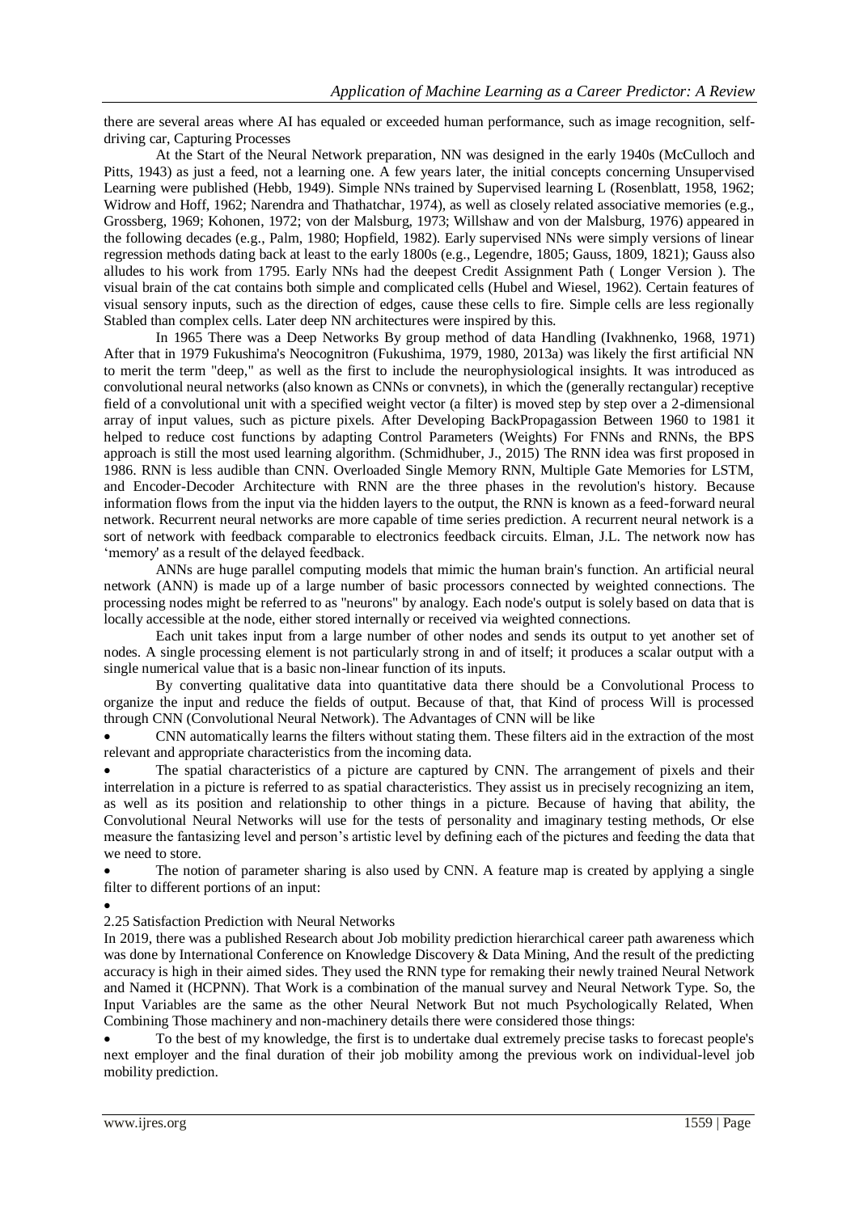there are several areas where AI has equaled or exceeded human performance, such as image recognition, self-driving car, Capturing Processes

At the Start of the Neural Network preparation, NN was designed in the early 1940s (McCulloch and Pitts, 1943) as just a feed, not a learning one. A few years later, the initial concepts concerning Unsupervised Learning were published (Hebb, 1949). Simple NNs trained by Supervised learning L (Rosenblatt, 1958, 1962; Widrow and Hoff, 1962; Narendra and Thathatchar, 1974), as well as closely related associative memories (e.g., Grossberg, 1969; Kohonen, 1972; von der Malsburg, 1973; Willshaw and von der Malsburg, 1976) appeared in the following decades (e.g., Palm, 1980; Hopfield, 1982). Early supervised NNs were simply versions of linear regression methods dating back at least to the early 1800s (e.g., Legendre, 1805; Gauss, 1809, 1821); Gauss also alludes to his work from 1795. Early NNs had the deepest Credit Assignment Path ( Longer Version ). The visual brain of the cat contains both simple and complicated cells (Hubel and Wiesel, 1962). Certain features of visual sensory inputs, such as the direction of edges, cause these cells to fire. Simple cells are less regionally Stabled than complex cells. Later deep NN architectures were inspired by this.

In 1965 There was a Deep Networks By group method of data Handling (Ivakhnenko, 1968, 1971) After that in 1979 Fukushima's Neocognitron (Fukushima, 1979, 1980, 2013a) was likely the first artificial NN to merit the term "deep," as well as the first to include the neurophysiological insights. It was introduced as convolutional neural networks (also known as CNNs or convnets), in which the (generally rectangular) receptive field of a convolutional unit with a specified weight vector (a filter) is moved step by step over a 2-dimensional array of input values, such as picture pixels. After Developing BackPropagassion Between 1960 to 1981 it helped to reduce cost functions by adapting Control Parameters (Weights) For FNNs and RNNs, the BPS approach is still the most used learning algorithm. (Schmidhuber, J., 2015) The RNN idea was first proposed in 1986. RNN is less audible than CNN. Overloaded Single Memory RNN, Multiple Gate Memories for LSTM, and Encoder-Decoder Architecture with RNN are the three phases in the revolution's history. Because information flows from the input via the hidden layers to the output, the RNN is known as a feed-forward neural network. Recurrent neural networks are more capable of time series prediction. A recurrent neural network is a sort of network with feedback comparable to electronics feedback circuits. Elman, J.L. The network now has 'memory' as a result of the delayed feedback.

ANNs are huge parallel computing models that mimic the human brain's function. An artificial neural network (ANN) is made up of a large number of basic processors connected by weighted connections. The processing nodes might be referred to as "neurons" by analogy. Each node's output is solely based on data that is locally accessible at the node, either stored internally or received via weighted connections.

Each unit takes input from a large number of other nodes and sends its output to yet another set of nodes. A single processing element is not particularly strong in and of itself; it produces a scalar output with a single numerical value that is a basic non-linear function of its inputs.

By converting qualitative data into quantitative data there should be a Convolutional Process to organize the input and reduce the fields of output. Because of that, that Kind of process Will is processed through CNN (Convolutional Neural Network). The Advantages of CNN will be like

- CNN automatically learns the filters without stating them. These filters aid in the extraction of the most relevant and appropriate characteristics from the incoming data.
- The spatial characteristics of a picture are captured by CNN. The arrangement of pixels and their interrelation in a picture is referred to as spatial characteristics. They assist us in precisely recognizing an item, as well as its position and relationship to other things in a picture. Because of having that ability, the Convolutional Neural Networks will use for the tests of personality and imaginary testing methods, Or else measure the fantasizing level and person's artistic level by defining each of the pictures and feeding the data that we need to store.
- The notion of parameter sharing is also used by CNN. A feature map is created by applying a single filter to different portions of an input:
-

### 2.25 Satisfaction Prediction with Neural Networks

In 2019, there was a published Research about Job mobility prediction hierarchical career path awareness which was done by International Conference on Knowledge Discovery & Data Mining, And the result of the predicting accuracy is high in their aimed sides. They used the RNN type for remaking their newly trained Neural Network and Named it (HCPNN). That Work is a combination of the manual survey and Neural Network Type. So, the Input Variables are the same as the other Neural Network But not much Psychologically Related, When Combining Those machinery and non-machinery details there were considered those things:

- To the best of my knowledge, the first is to undertake dual extremely precise tasks to forecast people's next employer and the final duration of their job mobility among the previous work on individual-level job mobility prediction.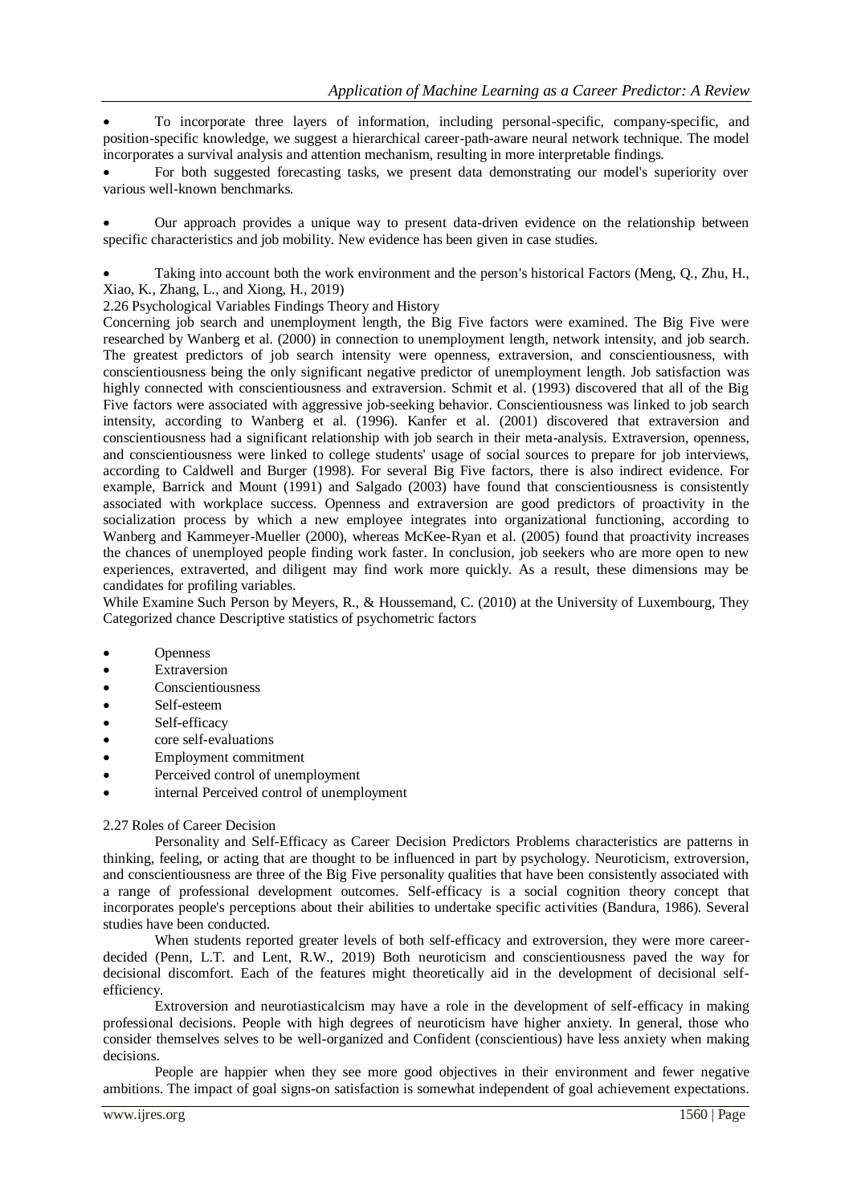- To incorporate three layers of information, including personal-specific, company-specific, and position-specific knowledge, we suggest a hierarchical career-path-aware neural network technique. The model incorporates a survival analysis and attention mechanism, resulting in more interpretable findings.
- For both suggested forecasting tasks, we present data demonstrating our model's superiority over various well-known benchmarks.

- Our approach provides a unique way to present data-driven evidence on the relationship between specific characteristics and job mobility. New evidence has been given in case studies.

- Taking into account both the work environment and the person's historical Factors (Meng, Q., Zhu, H., Xiao, K., Zhang, L., and Xiong, H., 2019)

2.26 Psychological Variables Findings Theory and History

Concerning job search and unemployment length, the Big Five factors were examined. The Big Five were researched by Wanberg et al. (2000) in connection to unemployment length, network intensity, and job search. The greatest predictors of job search intensity were openness, extraversion, and conscientiousness, with conscientiousness being the only significant negative predictor of unemployment length. Job satisfaction was highly connected with conscientiousness and extraversion. Schmit et al. (1993) discovered that all of the Big Five factors were associated with aggressive job-seeking behavior. Conscientiousness was linked to job search intensity, according to Wanberg et al. (1996). Kanfer et al. (2001) discovered that extraversion and conscientiousness had a significant relationship with job search in their meta-analysis. Extraversion, openness, and conscientiousness were linked to college students' usage of social sources to prepare for job interviews, according to Caldwell and Burger (1998). For several Big Five factors, there is also indirect evidence. For example, Barrick and Mount (1991) and Salgado (2003) have found that conscientiousness is consistently associated with workplace success. Openness and extraversion are good predictors of proactivity in the socialization process by which a new employee integrates into organizational functioning, according to Wanberg and Kammeyer-Mueller (2000), whereas McKee-Ryan et al. (2005) found that proactivity increases the chances of unemployed people finding work faster. In conclusion, job seekers who are more open to new experiences, extraverted, and diligent may find work more quickly. As a result, these dimensions may be candidates for profiling variables.

While Examine Such Person by Meyers, R., & Houssemand, C. (2010) at the University of Luxembourg, They Categorized chance Descriptive statistics of psychometric factors

- Openness
- Extraversion
- Conscientiousness
- Self-esteem
- Self-efficacy
- core self-evaluations
- Employment commitment
- Perceived control of unemployment
- internal Perceived control of unemployment

2.27 Roles of Career Decision

Personality and Self-Efficacy as Career Decision Predictors Problems characteristics are patterns in thinking, feeling, or acting that are thought to be influenced in part by psychology. Neuroticism, extroversion, and conscientiousness are three of the Big Five personality qualities that have been consistently associated with a range of professional development outcomes. Self-efficacy is a social cognition theory concept that incorporates people's perceptions about their abilities to undertake specific activities (Bandura, 1986). Several studies have been conducted.

When students reported greater levels of both self-efficacy and extroversion, they were more career-decided (Penn, L.T. and Lent, R.W., 2019) Both neuroticism and conscientiousness paved the way for decisional discomfort. Each of the features might theoretically aid in the development of decisional self-efficiency.

Extroversion and neurotiasticalcism may have a role in the development of self-efficacy in making professional decisions. People with high degrees of neuroticism have higher anxiety. In general, those who consider themselves selves to be well-organized and Confident (conscientious) have less anxiety when making decisions.

People are happier when they see more good objectives in their environment and fewer negative ambitions. The impact of goal signs-on satisfaction is somewhat independent of goal achievement expectations.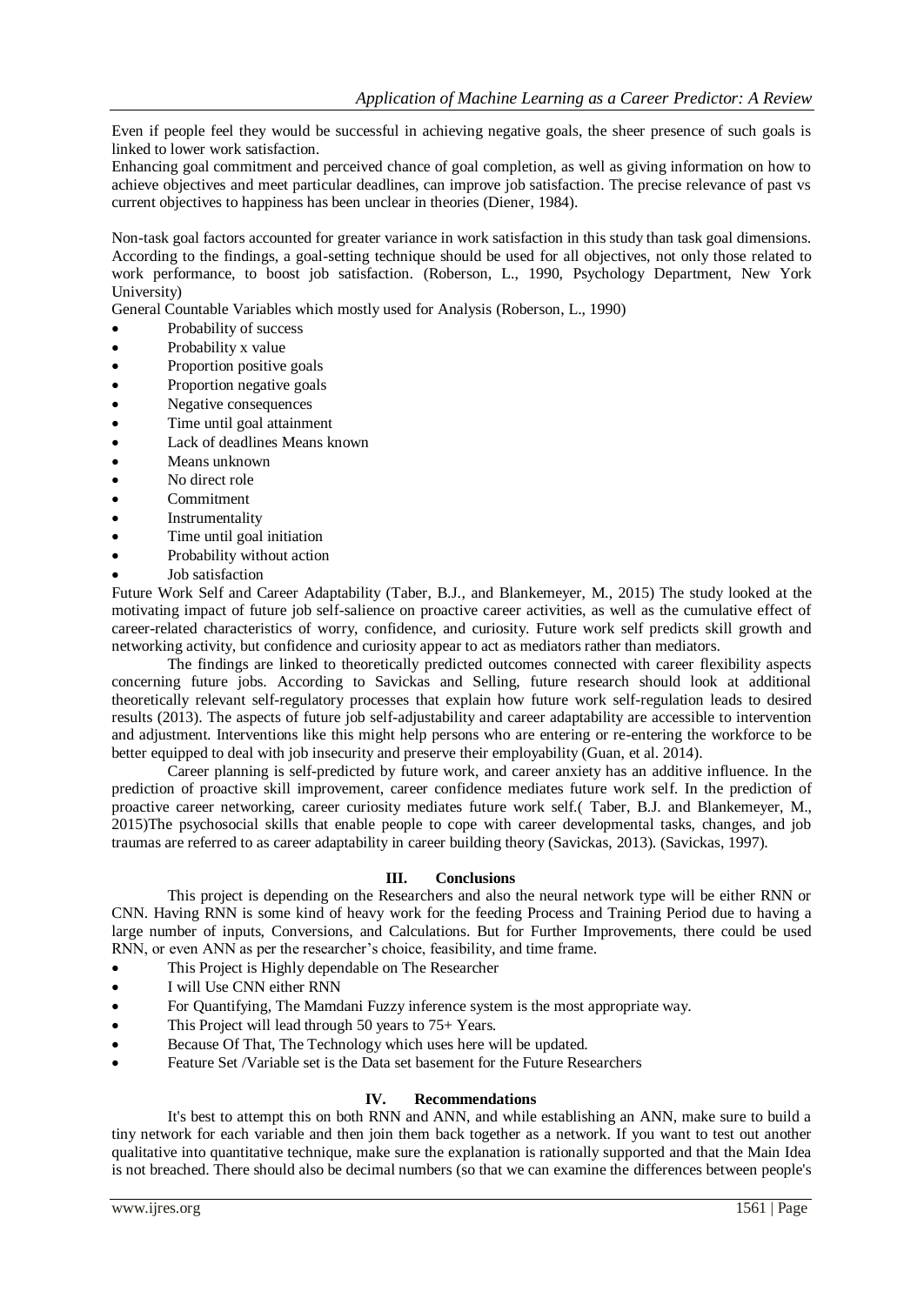Even if people feel they would be successful in achieving negative goals, the sheer presence of such goals is linked to lower work satisfaction.

Enhancing goal commitment and perceived chance of goal completion, as well as giving information on how to achieve objectives and meet particular deadlines, can improve job satisfaction. The precise relevance of past vs current objectives to happiness has been unclear in theories (Diener, 1984).

Non-task goal factors accounted for greater variance in work satisfaction in this study than task goal dimensions. According to the findings, a goal-setting technique should be used for all objectives, not only those related to work performance, to boost job satisfaction. (Roberson, L., 1990, Psychology Department, New York University)

General Countable Variables which mostly used for Analysis (Roberson, L., 1990)

- Probability of success
- Probability x value
- Proportion positive goals
- Proportion negative goals
- Negative consequences
- Time until goal attainment
- Lack of deadlines Means known
- Means unknown
- No direct role
- Commitment
- Instrumentality
- Time until goal initiation
- Probability without action
- Job satisfaction

Future Work Self and Career Adaptability (Taber, B.J., and Blankemeyer, M., 2015) The study looked at the motivating impact of future job self-salience on proactive career activities, as well as the cumulative effect of career-related characteristics of worry, confidence, and curiosity. Future work self predicts skill growth and networking activity, but confidence and curiosity appear to act as mediators rather than mediators.

The findings are linked to theoretically predicted outcomes connected with career flexibility aspects concerning future jobs. According to Savickas and Selling, future research should look at additional theoretically relevant self-regulatory processes that explain how future work self-regulation leads to desired results (2013). The aspects of future job self-adjustability and career adaptability are accessible to intervention and adjustment. Interventions like this might help persons who are entering or re-entering the workforce to be better equipped to deal with job insecurity and preserve their employability (Guan, et al. 2014).

Career planning is self-predicted by future work, and career anxiety has an additive influence. In the prediction of proactive skill improvement, career confidence mediates future work self. In the prediction of proactive career networking, career curiosity mediates future work self.( Taber, B.J. and Blankemeyer, M., 2015)The psychosocial skills that enable people to cope with career developmental tasks, changes, and job traumas are referred to as career adaptability in career building theory (Savickas, 2013). (Savickas, 1997).

## III. Conclusions

This project is depending on the Researchers and also the neural network type will be either RNN or CNN. Having RNN is some kind of heavy work for the feeding Process and Training Period due to having a large number of inputs, Conversions, and Calculations. But for Further Improvements, there could be used RNN, or even ANN as per the researcher's choice, feasibility, and time frame.

- This Project is Highly dependable on The Researcher
- I will Use CNN either RNN
- For Quantifying, The Mamdani Fuzzy inference system is the most appropriate way.
- This Project will lead through 50 years to 75+ Years.
- Because Of That, The Technology which uses here will be updated.
- Feature Set /Variable set is the Data set basement for the Future Researchers

## IV. Recommendations

It's best to attempt this on both RNN and ANN, and while establishing an ANN, make sure to build a tiny network for each variable and then join them back together as a network. If you want to test out another qualitative into quantitative technique, make sure the explanation is rationally supported and that the Main Idea is not breached. There should also be decimal numbers (so that we can examine the differences between people's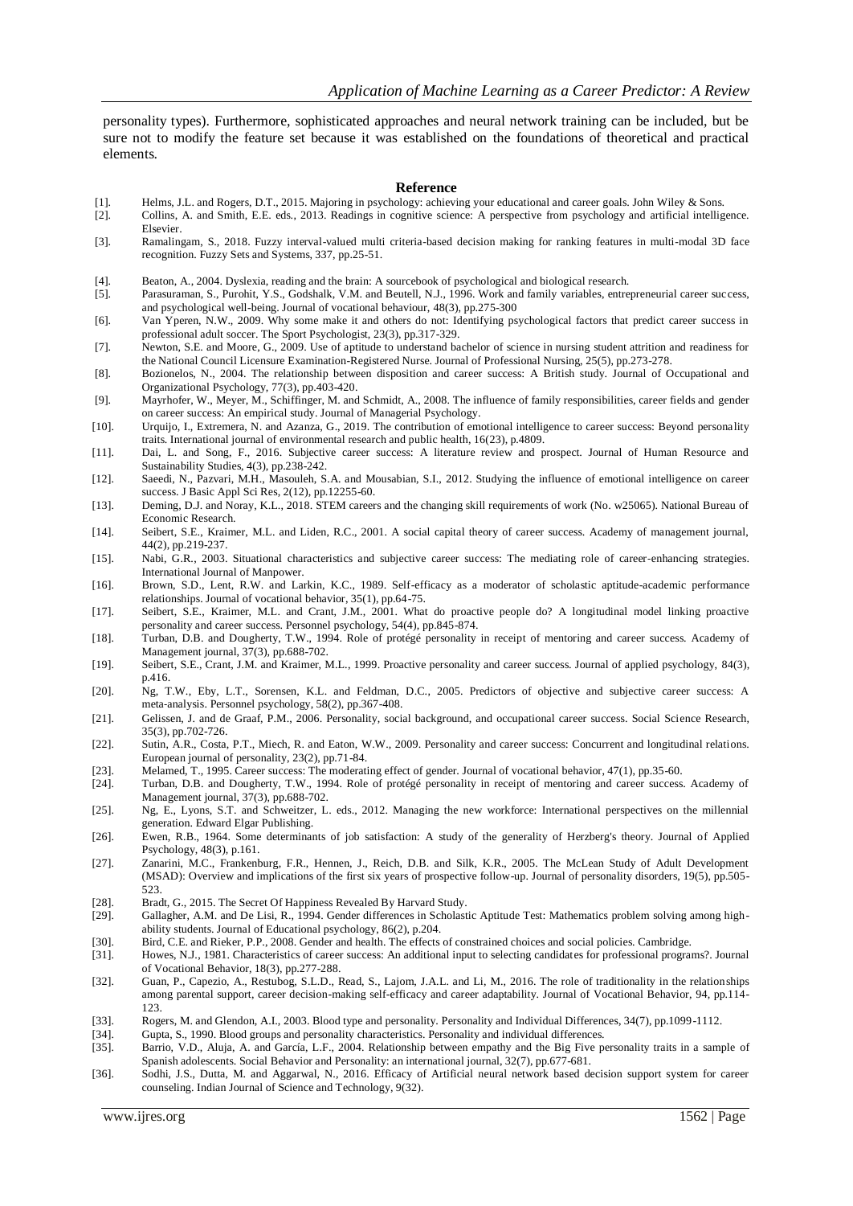personality types). Furthermore, sophisticated approaches and neural network training can be included, but be sure not to modify the feature set because it was established on the foundations of theoretical and practical elements.

## Reference

[1]. Helms, J.L. and Rogers, D.T., 2015. Majoring in psychology: achieving your educational and career goals. John Wiley & Sons.

[2]. Collins, A. and Smith, E.E. eds., 2013. Readings in cognitive science: A perspective from psychology and artificial intelligence. Elsevier.

[3]. Ramalingam, S., 2018. Fuzzy interval-valued multi criteria-based decision making for ranking features in multi-modal 3D face recognition. Fuzzy Sets and Systems, 337, pp.25-51.

[4]. Beaton, A., 2004. Dyslexia, reading and the brain: A sourcebook of psychological and biological research.

[5]. Parasuraman, S., Purohit, Y.S., Godshalk, V.M. and Beutell, N.J., 1996. Work and family variables, entrepreneurial career success, and psychological well-being. Journal of vocational behaviour, 48(3), pp.275-300

[6]. Van Yperen, N.W., 2009. Why some make it and others do not: Identifying psychological factors that predict career success in professional adult soccer. The Sport Psychologist, 23(3), pp.317-329.

[7]. Newton, S.E. and Moore, G., 2009. Use of aptitude to understand bachelor of science in nursing student attrition and readiness for the National Council Licensure Examination-Registered Nurse. Journal of Professional Nursing, 25(5), pp.273-278.

[8]. Bozionelos, N., 2004. The relationship between disposition and career success: A British study. Journal of Occupational and Organizational Psychology, 77(3), pp.403-420.

[9]. Mayrhofer, W., Meyer, M., Schiffinger, M. and Schmidt, A., 2008. The influence of family responsibilities, career fields and gender on career success: An empirical study. Journal of Managerial Psychology.

[10]. Urquijo, I., Extremera, N. and Azanza, G., 2019. The contribution of emotional intelligence to career success: Beyond personality traits. International journal of environmental research and public health, 16(23), p.4809.

[11]. Dai, L. and Song, F., 2016. Subjective career success: A literature review and prospect. Journal of Human Resource and Sustainability Studies, 4(3), pp.238-242.

[12]. Saeedi, N., Pazvari, M.H., Masouleh, S.A. and Mousabian, S.I., 2012. Studying the influence of emotional intelligence on career success. J Basic Appl Sci Res, 2(12), pp.12255-60.

[13]. Deming, D.J. and Noray, K.L., 2018. STEM careers and the changing skill requirements of work (No. w25065). National Bureau of Economic Research.

[14]. Seibert, S.E., Kraimer, M.L. and Liden, R.C., 2001. A social capital theory of career success. Academy of management journal, 44(2), pp.219-237.

[15]. Nabi, G.R., 2003. Situational characteristics and subjective career success: The mediating role of career-enhancing strategies. International Journal of Manpower.

[16]. Brown, S.D., Lent, R.W. and Larkin, K.C., 1989. Self-efficacy as a moderator of scholastic aptitude-academic performance relationships. Journal of vocational behavior, 35(1), pp.64-75.

[17]. Seibert, S.E., Kraimer, M.L. and Crant, J.M., 2001. What do proactive people do? A longitudinal model linking proactive personality and career success. Personnel psychology, 54(4), pp.845-874.

[18]. Turban, D.B. and Dougherty, T.W., 1994. Role of protégé personality in receipt of mentoring and career success. Academy of Management journal, 37(3), pp.688-702.

[19]. Seibert, S.E., Crant, J.M. and Kraimer, M.L., 1999. Proactive personality and career success. Journal of applied psychology, 84(3), p.416.

[20]. Ng, T.W., Eby, L.T., Sorensen, K.L. and Feldman, D.C., 2005. Predictors of objective and subjective career success: A meta-analysis. Personnel psychology, 58(2), pp.367-408.

[21]. Gelissen, J. and de Graaf, P.M., 2006. Personality, social background, and occupational career success. Social Science Research, 35(3), pp.702-726.

[22]. Sutin, A.R., Costa, P.T., Miech, R. and Eaton, W.W., 2009. Personality and career success: Concurrent and longitudinal relations. European journal of personality, 23(2), pp.71-84.

[23]. Melamed, T., 1995. Career success: The moderating effect of gender. Journal of vocational behavior, 47(1), pp.35-60.

[24]. Turban, D.B. and Dougherty, T.W., 1994. Role of protégé personality in receipt of mentoring and career success. Academy of Management journal, 37(3), pp.688-702.

[25]. Ng, E., Lyons, S.T. and Schweitzer, L. eds., 2012. Managing the new workforce: International perspectives on the millennial generation. Edward Elgar Publishing.

[26]. Ewen, R.B., 1964. Some determinants of job satisfaction: A study of the generality of Herzberg's theory. Journal of Applied Psychology, 48(3), p.161.

[27]. Zanarini, M.C., Frankenburg, F.R., Hennen, J., Reich, D.B. and Silk, K.R., 2005. The McLean Study of Adult Development (MSAD): Overview and implications of the first six years of prospective follow-up. Journal of personality disorders, 19(5), pp.505-523.

[28]. Bradt, G., 2015. The Secret Of Happiness Revealed By Harvard Study.

[29]. Gallagher, A.M. and De Lisi, R., 1994. Gender differences in Scholastic Aptitude Test: Mathematics problem solving among high-ability students. Journal of Educational psychology, 86(2), p.204.

[30]. Bird, C.E. and Rieker, P.P., 2008. Gender and health. The effects of constrained choices and social policies. Cambridge.

[31]. Howes, N.J., 1981. Characteristics of career success: An additional input to selecting candidates for professional programs?. Journal of Vocational Behavior, 18(3), pp.277-288.

[32]. Guan, P., Capezio, A., Restubog, S.L.D., Read, S., Lajom, J.A.L. and Li, M., 2016. The role of traditionality in the relationships among parental support, career decision-making self-efficacy and career adaptability. Journal of Vocational Behavior, 94, pp.114-123.

[33]. Rogers, M. and Glendon, A.I., 2003. Blood type and personality. Personality and Individual Differences, 34(7), pp.1099-1112.

[34]. Gupta, S., 1990. Blood groups and personality characteristics. Personality and individual differences.

[35]. Barrio, V.D., Aluja, A. and García, L.F., 2004. Relationship between empathy and the Big Five personality traits in a sample of Spanish adolescents. Social Behavior and Personality: an international journal, 32(7), pp.677-681.

[36]. Sodhi, J.S., Dutta, M. and Aggarwal, N., 2016. Efficacy of Artificial neural network based decision support system for career counseling. Indian Journal of Science and Technology, 9(32).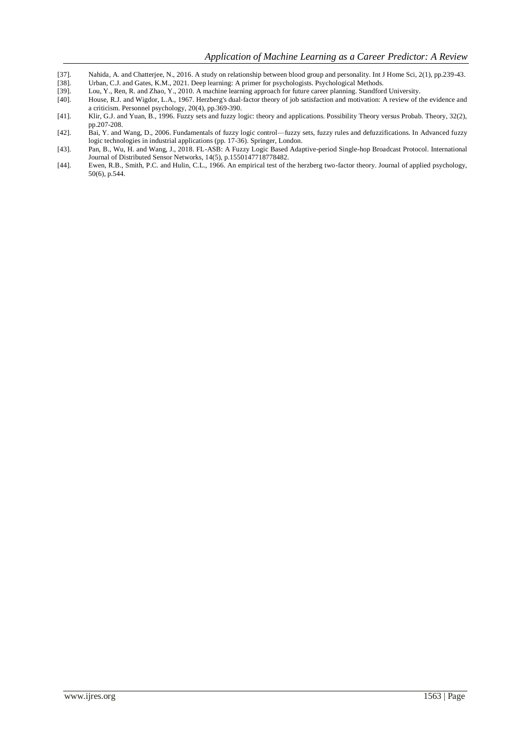[37]. Nahida, A. and Chatterjee, N., 2016. A study on relationship between blood group and personality. Int J Home Sci, 2(1), pp.239-43.

[38]. Urban, C.J. and Gates, K.M., 2021. Deep learning: A primer for psychologists. Psychological Methods.

[39]. Lou, Y., Ren, R. and Zhao, Y., 2010. A machine learning approach for future career planning. Standford University.

[40]. House, R.J. and Wigdor, L.A., 1967. Herzberg's dual-factor theory of job satisfaction and motivation: A review of the evidence and a criticism. Personnel psychology, 20(4), pp.369-390.

[41]. Klir, G.J. and Yuan, B., 1996. Fuzzy sets and fuzzy logic: theory and applications. Possibility Theory versus Probab. Theory, 32(2), pp.207-208.

[42]. Bai, Y. and Wang, D., 2006. Fundamentals of fuzzy logic control—fuzzy sets, fuzzy rules and defuzzifications. In Advanced fuzzy logic technologies in industrial applications (pp. 17-36). Springer, London.

[43]. Pan, B., Wu, H. and Wang, J., 2018. FL-ASB: A Fuzzy Logic Based Adaptive-period Single-hop Broadcast Protocol. International Journal of Distributed Sensor Networks, 14(5), p.1550147718778482.

[44]. Ewen, R.B., Smith, P.C. and Hulin, C.L., 1966. An empirical test of the herzberg two-factor theory. Journal of applied psychology, 50(6), p.544.